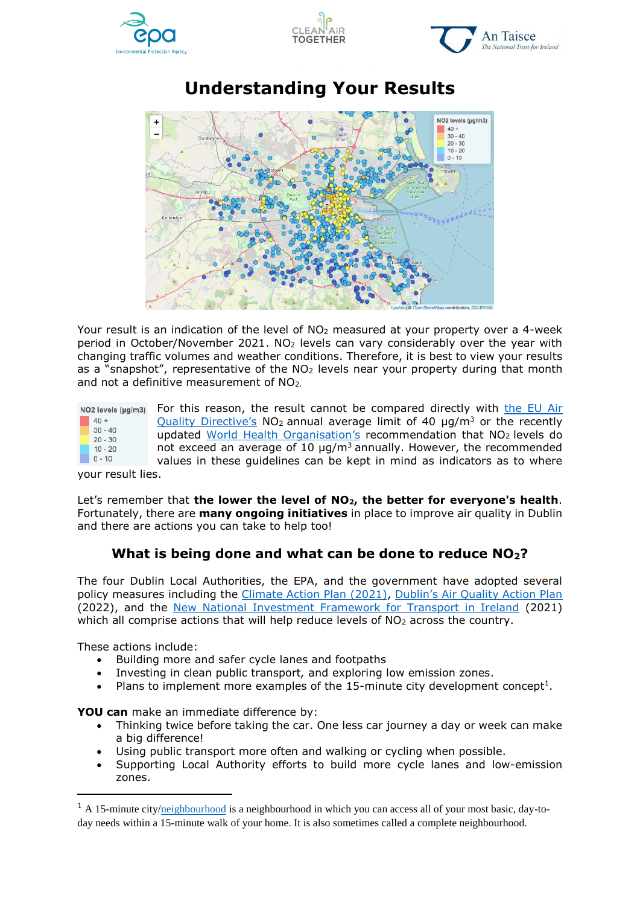# Understanding Your Results

Your result is an indication of the level of $NO_2$ measured at your property over a 4-week period in October/November 2021. $NO_2$ levels can vary considerably over the year with changing traffic volumes and weather conditions. Therefore, it is best to view your results as a "snapshot", representative of the $NO_2$ levels near your property during that month and not a definitive measurement of $NO_2$.

| NO2 levels (µg/m3) |
| --- |
| 40 + |
| 30 - 40 |
| 20 - 30 |
| 10 - 20 |
| 0 - 10 |

For this reason, the result cannot be compared directly with the EU Air Quality Directive's $NO_2$ annual average limit of 40 µg/m$^3$ or the recently updated World Health Organisation's recommendation that $NO_2$ levels do not exceed an average of 10 µg/m$^3$ annually. However, the recommended values in these guidelines can be kept in mind as indicators as to where your result lies.

Let's remember that **the lower the level of $NO_2$, the better for everyone's health**. Fortunately, there are **many ongoing initiatives** in place to improve air quality in Dublin and there are actions you can take to help too!

## What is being done and what can be done to reduce $NO_2$?

The four Dublin Local Authorities, the EPA, and the government have adopted several policy measures including the Climate Action Plan (2021), Dublin's Air Quality Action Plan (2022), and the New National Investment Framework for Transport in Ireland (2021) which all comprise actions that will help reduce levels of $NO_2$ across the country.

These actions include:

- Building more and safer cycle lanes and footpaths
- Investing in clean public transport, and exploring low emission zones.
- Plans to implement more examples of the 15-minute city development concept[1].

**YOU can** make an immediate difference by:

- Thinking twice before taking the car. One less car journey a day or week can make a big difference!
- Using public transport more often and walking or cycling when possible.
- Supporting Local Authority efforts to build more cycle lanes and low-emission zones.

[1] A 15-minute city/neighbourhood is a neighbourhood in which you can access all of your most basic, day-to-day needs within a 15-minute walk of your home. It is also sometimes called a complete neighbourhood.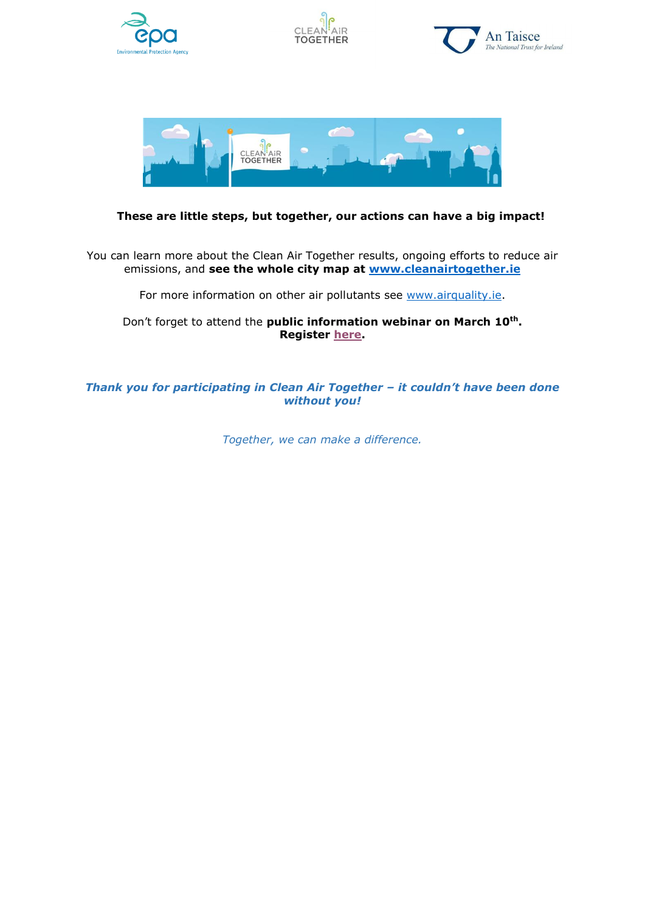**These are little steps, but together, our actions can have a big impact!**

You can learn more about the Clean Air Together results, ongoing efforts to reduce air emissions, and **see the whole city map at www.cleanairtogether.ie**

For more information on other air pollutants see www.airquality.ie.

Don't forget to attend the **public information webinar on March 10th. Register here.**

***Thank you for participating in Clean Air Together – it couldn't have been done without you!***

*Together, we can make a difference.*